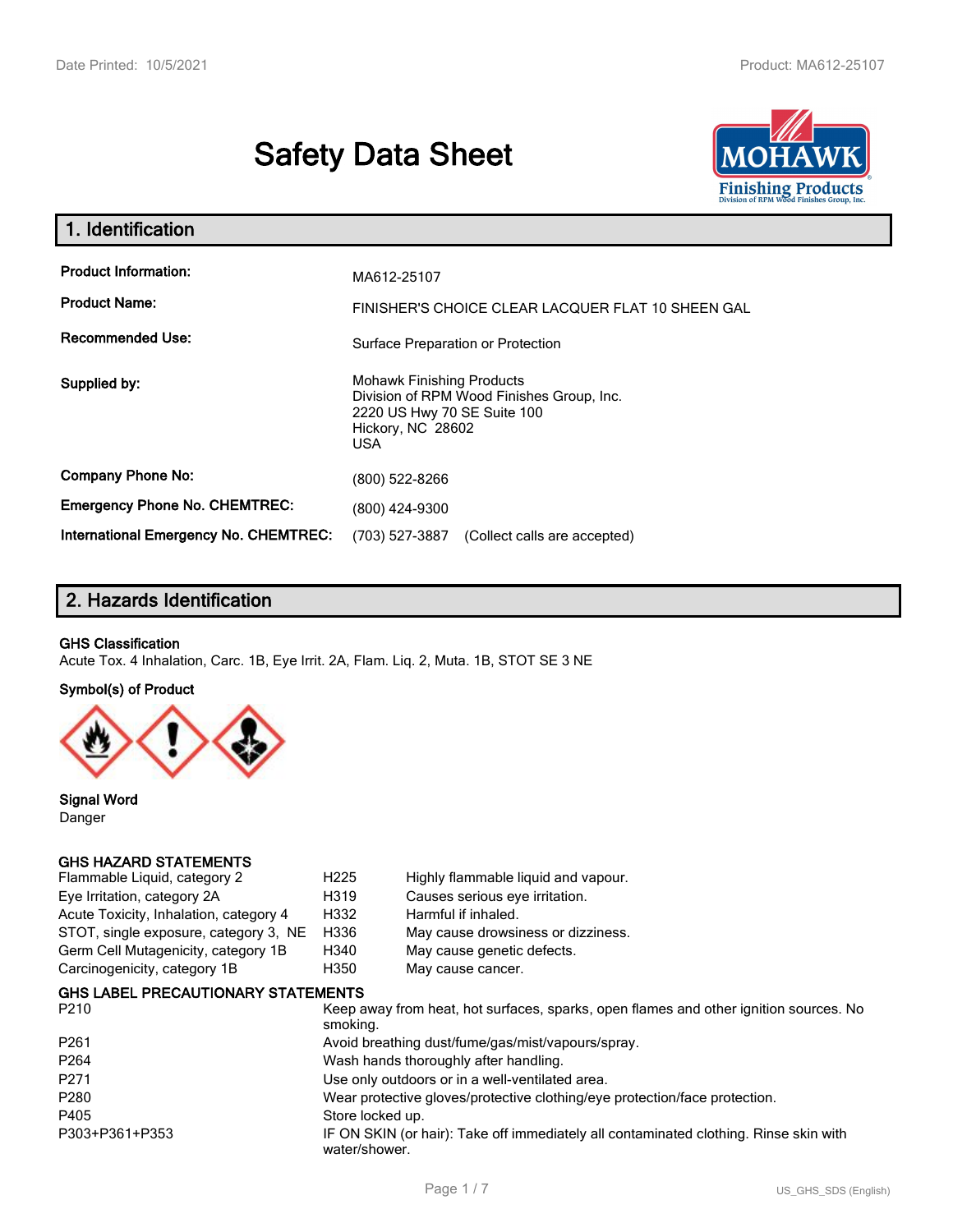# Safety Data Sheet

## 1. Identification

| | |
|---|---|
| **Product Information:** | MA612-25107 |
| **Product Name:** | FINISHER'S CHOICE CLEAR LACQUER FLAT 10 SHEEN GAL |
| **Recommended Use:** | Surface Preparation or Protection |
| **Supplied by:** | Mohawk Finishing Products<br>Division of RPM Wood Finishes Group, Inc.<br>2220 US Hwy 70 SE Suite 100<br>Hickory, NC 28602<br>USA |
| **Company Phone No:** | (800) 522-8266 |
| **Emergency Phone No. CHEMTREC:** | (800) 424-9300 |
| **International Emergency No. CHEMTREC:** | (703) 527-3887 (Collect calls are accepted) |

## 2. Hazards Identification

**GHS Classification**

Acute Tox. 4 Inhalation, Carc. 1B, Eye Irrit. 2A, Flam. Liq. 2, Muta. 1B, STOT SE 3 NE

**Symbol(s) of Product**

**Signal Word**

Danger

**GHS HAZARD STATEMENTS**

| | | |
|---|---|---|
| Flammable Liquid, category 2 | H225 | Highly flammable liquid and vapour. |
| Eye Irritation, category 2A | H319 | Causes serious eye irritation. |
| Acute Toxicity, Inhalation, category 4 | H332 | Harmful if inhaled. |
| STOT, single exposure, category 3, NE | H336 | May cause drowsiness or dizziness. |
| Germ Cell Mutagenicity, category 1B | H340 | May cause genetic defects. |
| Carcinogenicity, category 1B | H350 | May cause cancer. |

**GHS LABEL PRECAUTIONARY STATEMENTS**

| | |
|---|---|
| P210 | Keep away from heat, hot surfaces, sparks, open flames and other ignition sources. No smoking. |
| P261 | Avoid breathing dust/fume/gas/mist/vapours/spray. |
| P264 | Wash hands thoroughly after handling. |
| P271 | Use only outdoors or in a well-ventilated area. |
| P280 | Wear protective gloves/protective clothing/eye protection/face protection. |
| P405 | Store locked up. |
| P303+P361+P353 | IF ON SKIN (or hair): Take off immediately all contaminated clothing. Rinse skin with water/shower. |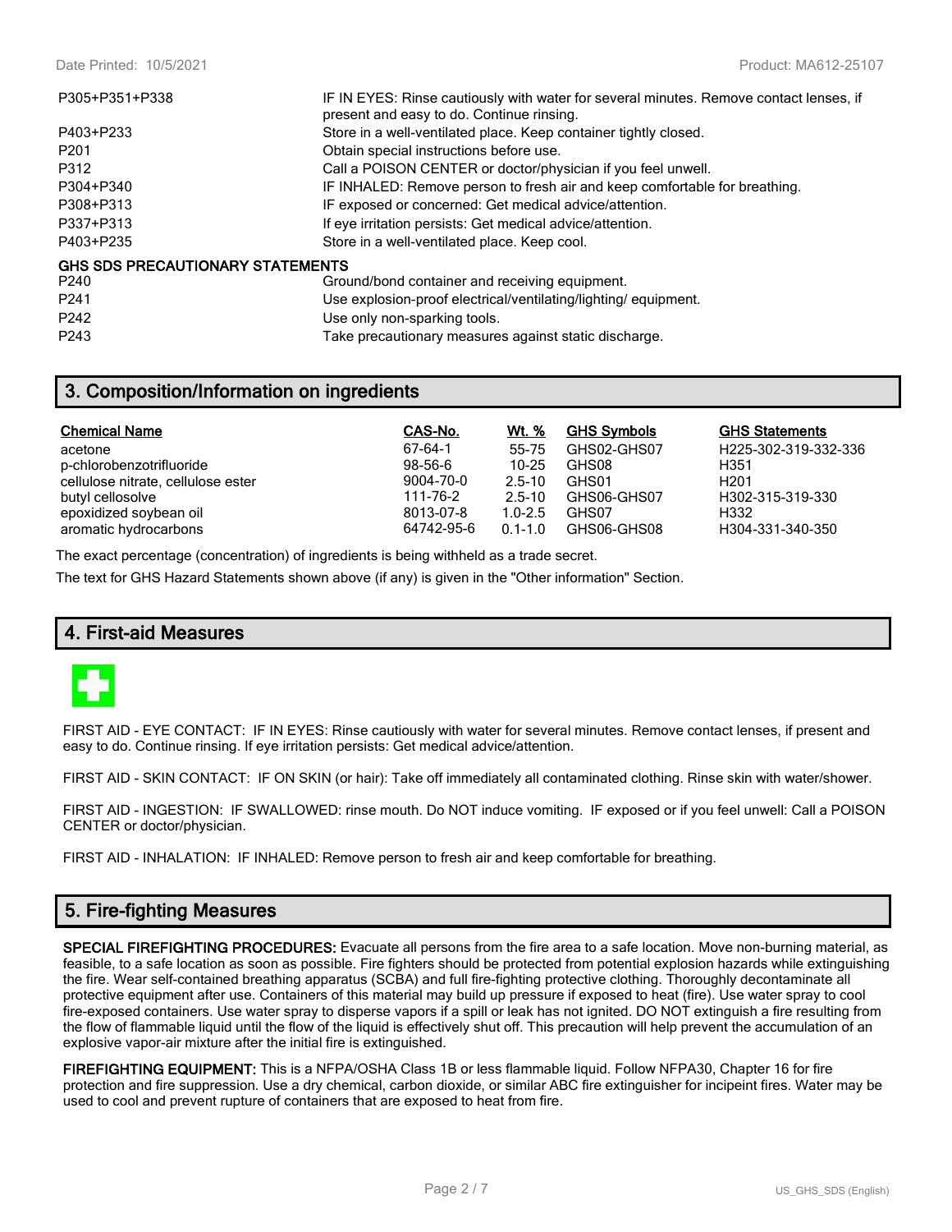| | |
|---|---|
| P305+P351+P338 | IF IN EYES: Rinse cautiously with water for several minutes. Remove contact lenses, if present and easy to do. Continue rinsing. |
| P403+P233 | Store in a well-ventilated place. Keep container tightly closed. |
| P201 | Obtain special instructions before use. |
| P312 | Call a POISON CENTER or doctor/physician if you feel unwell. |
| P304+P340 | IF INHALED: Remove person to fresh air and keep comfortable for breathing. |
| P308+P313 | IF exposed or concerned: Get medical advice/attention. |
| P337+P313 | If eye irritation persists: Get medical advice/attention. |
| P403+P235 | Store in a well-ventilated place. Keep cool. |

**GHS SDS PRECAUTIONARY STATEMENTS**

| | |
|---|---|
| P240 | Ground/bond container and receiving equipment. |
| P241 | Use explosion-proof electrical/ventilating/lighting/ equipment. |
| P242 | Use only non-sparking tools. |
| P243 | Take precautionary measures against static discharge. |

## 3. Composition/Information on ingredients

| Chemical Name | CAS-No. | Wt. % | GHS Symbols | GHS Statements |
|---|---|---|---|---|
| acetone | 67-64-1 | 55-75 | GHS02-GHS07 | H225-302-319-332-336 |
| p-chlorobenzotrifluoride | 98-56-6 | 10-25 | GHS08 | H351 |
| cellulose nitrate, cellulose ester | 9004-70-0 | 2.5-10 | GHS01 | H201 |
| butyl cellosolve | 111-76-2 | 2.5-10 | GHS06-GHS07 | H302-315-319-330 |
| epoxidized soybean oil | 8013-07-8 | 1.0-2.5 | GHS07 | H332 |
| aromatic hydrocarbons | 64742-95-6 | 0.1-1.0 | GHS06-GHS08 | H304-331-340-350 |

The exact percentage (concentration) of ingredients is being withheld as a trade secret.

The text for GHS Hazard Statements shown above (if any) is given in the "Other information" Section.

## 4. First-aid Measures

FIRST AID - EYE CONTACT: IF IN EYES: Rinse cautiously with water for several minutes. Remove contact lenses, if present and easy to do. Continue rinsing. If eye irritation persists: Get medical advice/attention.

FIRST AID - SKIN CONTACT: IF ON SKIN (or hair): Take off immediately all contaminated clothing. Rinse skin with water/shower.

FIRST AID - INGESTION: IF SWALLOWED: rinse mouth. Do NOT induce vomiting. IF exposed or if you feel unwell: Call a POISON CENTER or doctor/physician.

FIRST AID - INHALATION: IF INHALED: Remove person to fresh air and keep comfortable for breathing.

## 5. Fire-fighting Measures

**SPECIAL FIREFIGHTING PROCEDURES:** Evacuate all persons from the fire area to a safe location. Move non-burning material, as feasible, to a safe location as soon as possible. Fire fighters should be protected from potential explosion hazards while extinguishing the fire. Wear self-contained breathing apparatus (SCBA) and full fire-fighting protective clothing. Thoroughly decontaminate all protective equipment after use. Containers of this material may build up pressure if exposed to heat (fire). Use water spray to cool fire-exposed containers. Use water spray to disperse vapors if a spill or leak has not ignited. DO NOT extinguish a fire resulting from the flow of flammable liquid until the flow of the liquid is effectively shut off. This precaution will help prevent the accumulation of an explosive vapor-air mixture after the initial fire is extinguished.

**FIREFIGHTING EQUIPMENT:** This is a NFPA/OSHA Class 1B or less flammable liquid. Follow NFPA30, Chapter 16 for fire protection and fire suppression. Use a dry chemical, carbon dioxide, or similar ABC fire extinguisher for incipeint fires. Water may be used to cool and prevent rupture of containers that are exposed to heat from fire.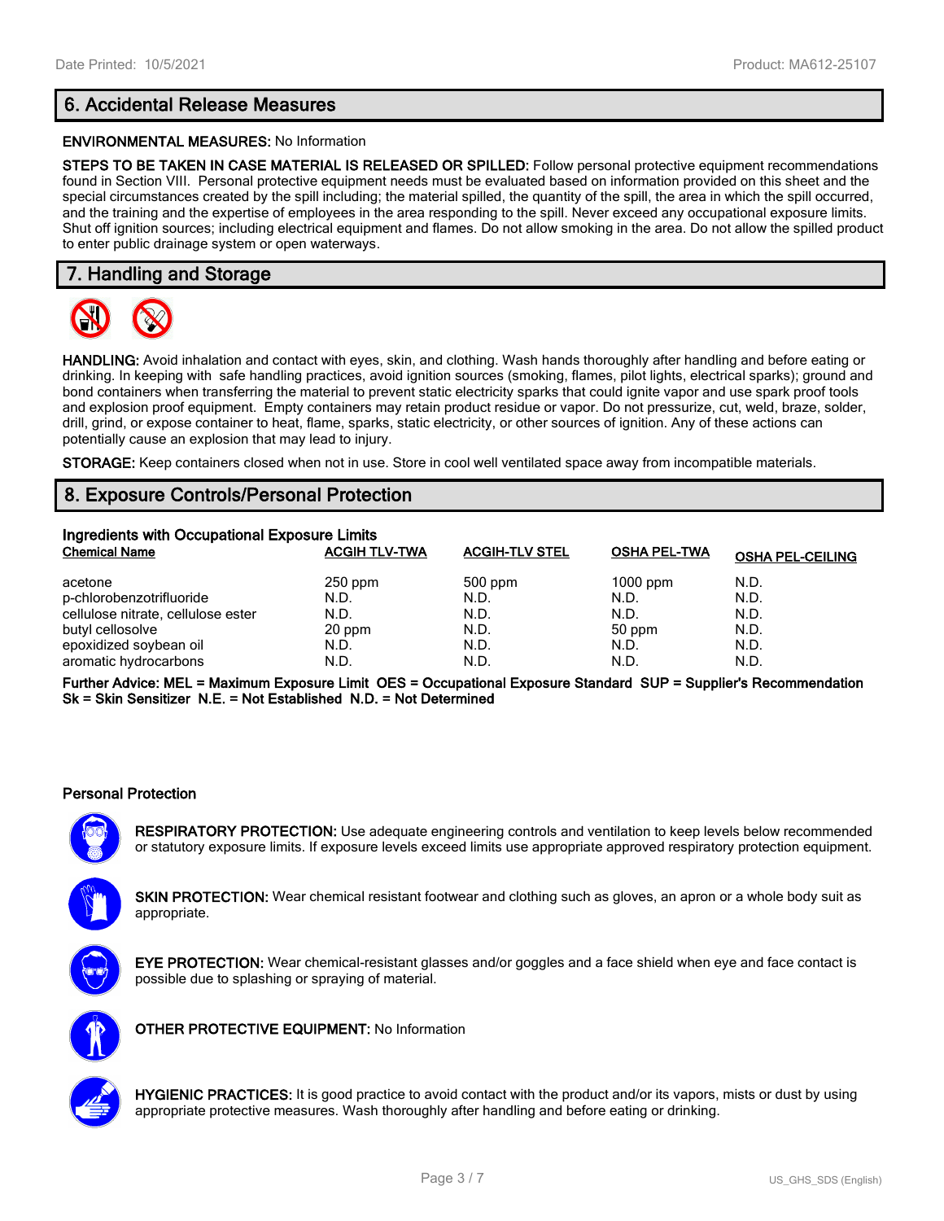## 6. Accidental Release Measures

**ENVIRONMENTAL MEASURES:** No Information

**STEPS TO BE TAKEN IN CASE MATERIAL IS RELEASED OR SPILLED:** Follow personal protective equipment recommendations found in Section VIII. Personal protective equipment needs must be evaluated based on information provided on this sheet and the special circumstances created by the spill including; the material spilled, the quantity of the spill, the area in which the spill occurred, and the training and the expertise of employees in the area responding to the spill. Never exceed any occupational exposure limits. Shut off ignition sources; including electrical equipment and flames. Do not allow smoking in the area. Do not allow the spilled product to enter public drainage system or open waterways.

## 7. Handling and Storage

**HANDLING:** Avoid inhalation and contact with eyes, skin, and clothing. Wash hands thoroughly after handling and before eating or drinking. In keeping with safe handling practices, avoid ignition sources (smoking, flames, pilot lights, electrical sparks); ground and bond containers when transferring the material to prevent static electricity sparks that could ignite vapor and use spark proof tools and explosion proof equipment. Empty containers may retain product residue or vapor. Do not pressurize, cut, weld, braze, solder, drill, grind, or expose container to heat, flame, sparks, static electricity, or other sources of ignition. Any of these actions can potentially cause an explosion that may lead to injury.

**STORAGE:** Keep containers closed when not in use. Store in cool well ventilated space away from incompatible materials.

## 8. Exposure Controls/Personal Protection

**Ingredients with Occupational Exposure Limits**

| Chemical Name | ACGIH TLV-TWA | ACGIH-TLV STEL | OSHA PEL-TWA | OSHA PEL-CEILING |
|---|---|---|---|---|
| acetone | 250 ppm | 500 ppm | 1000 ppm | N.D. |
| p-chlorobenzotrifluoride | N.D. | N.D. | N.D. | N.D. |
| cellulose nitrate, cellulose ester | N.D. | N.D. | N.D. | N.D. |
| butyl cellosolve | 20 ppm | N.D. | 50 ppm | N.D. |
| epoxidized soybean oil | N.D. | N.D. | N.D. | N.D. |
| aromatic hydrocarbons | N.D. | N.D. | N.D. | N.D. |

**Further Advice: MEL = Maximum Exposure Limit OES = Occupational Exposure Standard SUP = Supplier's Recommendation Sk = Skin Sensitizer N.E. = Not Established N.D. = Not Determined**

### Personal Protection

**RESPIRATORY PROTECTION:** Use adequate engineering controls and ventilation to keep levels below recommended or statutory exposure limits. If exposure levels exceed limits use appropriate approved respiratory protection equipment.

**SKIN PROTECTION:** Wear chemical resistant footwear and clothing such as gloves, an apron or a whole body suit as appropriate.

**EYE PROTECTION:** Wear chemical-resistant glasses and/or goggles and a face shield when eye and face contact is possible due to splashing or spraying of material.

**OTHER PROTECTIVE EQUIPMENT:** No Information

**HYGIENIC PRACTICES:** It is good practice to avoid contact with the product and/or its vapors, mists or dust by using appropriate protective measures. Wash thoroughly after handling and before eating or drinking.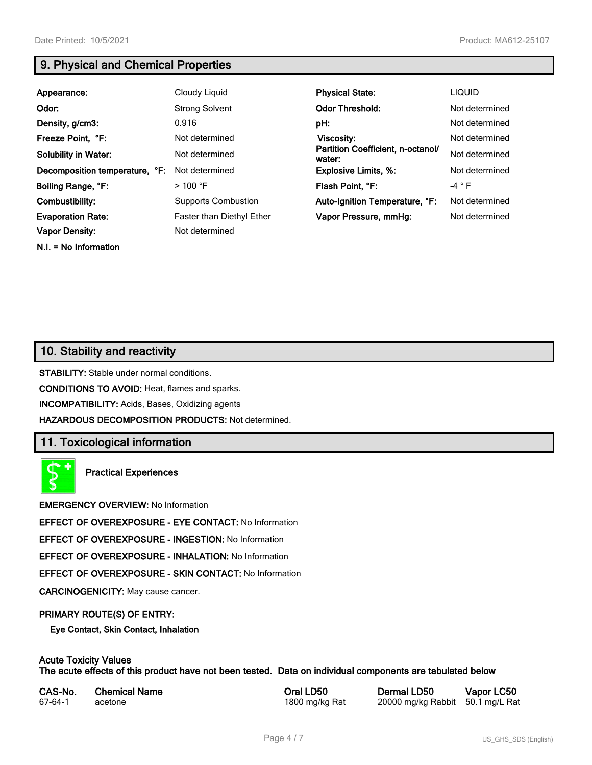## 9. Physical and Chemical Properties

| | | | |
|---|---|---|---|
| **Appearance:** | Cloudy Liquid | **Physical State:** | LIQUID |
| **Odor:** | Strong Solvent | **Odor Threshold:** | Not determined |
| **Density, g/cm3:** | 0.916 | **pH:** | Not determined |
| **Freeze Point, °F:** | Not determined | **Viscosity:** | Not determined |
| **Solubility in Water:** | Not determined | **Partition Coefficient, n-octanol/ water:** | Not determined |
| **Decomposition temperature, °F:** | Not determined | **Explosive Limits, %:** | Not determined |
| **Boiling Range, °F:** | > 100 °F | **Flash Point, °F:** | -4 ° F |
| **Combustibility:** | Supports Combustion | **Auto-Ignition Temperature, °F:** | Not determined |
| **Evaporation Rate:** | Faster than Diethyl Ether | **Vapor Pressure, mmHg:** | Not determined |
| **Vapor Density:** | Not determined | | |

**N.I. = No Information**

## 10. Stability and reactivity

**STABILITY:** Stable under normal conditions.

**CONDITIONS TO AVOID:** Heat, flames and sparks.

**INCOMPATIBILITY:** Acids, Bases, Oxidizing agents

**HAZARDOUS DECOMPOSITION PRODUCTS:** Not determined.

## 11. Toxicological information

**Practical Experiences**

**EMERGENCY OVERVIEW:** No Information

**EFFECT OF OVEREXPOSURE - EYE CONTACT:** No Information

**EFFECT OF OVEREXPOSURE - INGESTION:** No Information

**EFFECT OF OVEREXPOSURE - INHALATION:** No Information

**EFFECT OF OVEREXPOSURE - SKIN CONTACT:** No Information

**CARCINOGENICITY:** May cause cancer.

**PRIMARY ROUTE(S) OF ENTRY:**

**Eye Contact, Skin Contact, Inhalation**

**Acute Toxicity Values**
**The acute effects of this product have not been tested. Data on individual components are tabulated below**

| CAS-No. | Chemical Name | Oral LD50 | Dermal LD50 | Vapor LC50 |
|---|---|---|---|---|
| 67-64-1 | acetone | 1800 mg/kg Rat | 20000 mg/kg Rabbit | 50.1 mg/L Rat |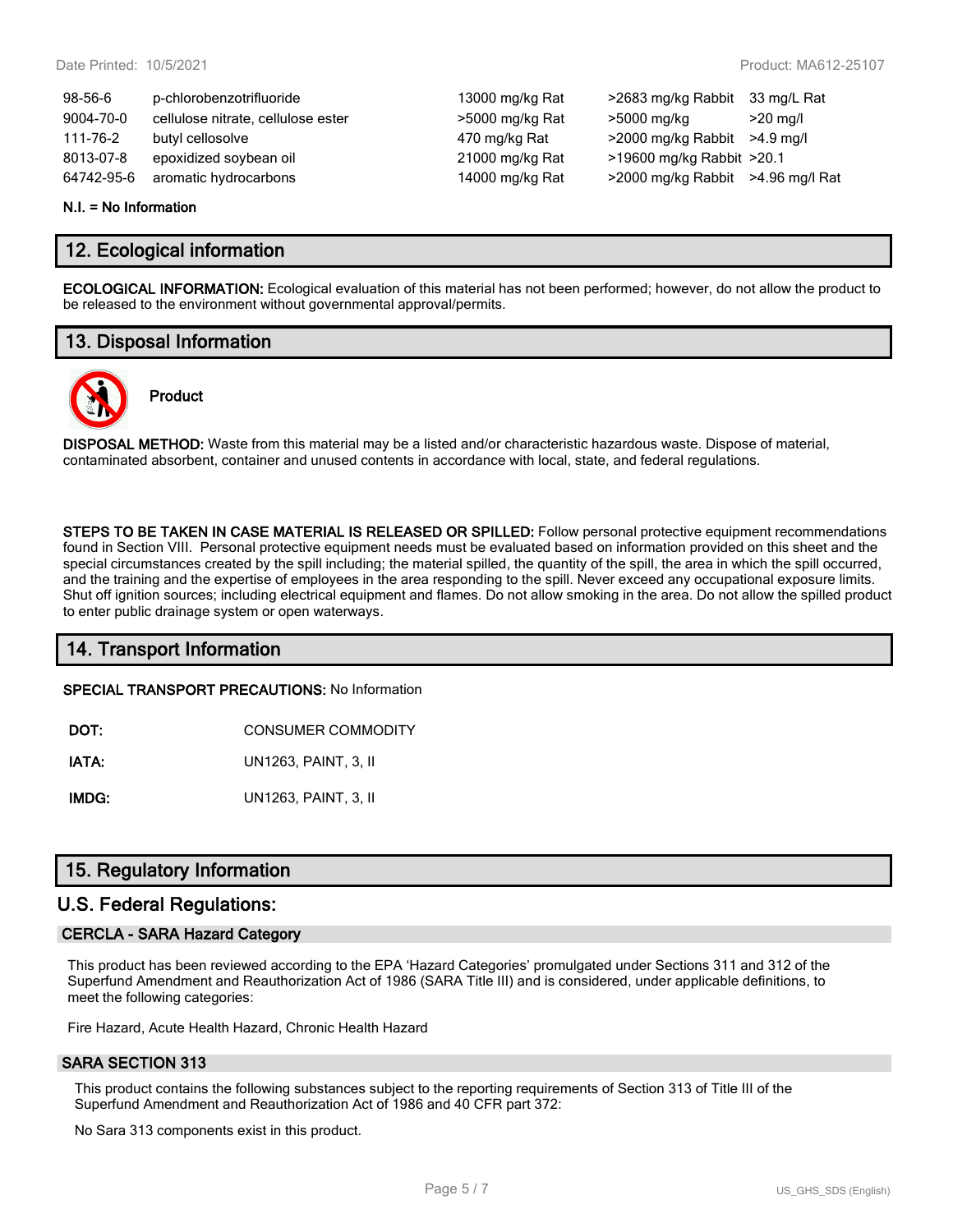| | | | | |
|---|---|---|---|---|
| 98-56-6 | p-chlorobenzotrifluoride | 13000 mg/kg Rat | >2683 mg/kg Rabbit | 33 mg/L Rat |
| 9004-70-0 | cellulose nitrate, cellulose ester | >5000 mg/kg Rat | >5000 mg/kg | >20 mg/l |
| 111-76-2 | butyl cellosolve | 470 mg/kg Rat | >2000 mg/kg Rabbit | >4.9 mg/l |
| 8013-07-8 | epoxidized soybean oil | 21000 mg/kg Rat | >19600 mg/kg Rabbit | >20.1 |
| 64742-95-6 | aromatic hydrocarbons | 14000 mg/kg Rat | >2000 mg/kg Rabbit | >4.96 mg/l Rat |

**N.I. = No Information**

## 12. Ecological information

**ECOLOGICAL INFORMATION:** Ecological evaluation of this material has not been performed; however, do not allow the product to be released to the environment without governmental approval/permits.

## 13. Disposal Information

**Product**

**DISPOSAL METHOD:** Waste from this material may be a listed and/or characteristic hazardous waste. Dispose of material, contaminated absorbent, container and unused contents in accordance with local, state, and federal regulations.

**STEPS TO BE TAKEN IN CASE MATERIAL IS RELEASED OR SPILLED:** Follow personal protective equipment recommendations found in Section VIII. Personal protective equipment needs must be evaluated based on information provided on this sheet and the special circumstances created by the spill including; the material spilled, the quantity of the spill, the area in which the spill occurred, and the training and the expertise of employees in the area responding to the spill. Never exceed any occupational exposure limits. Shut off ignition sources; including electrical equipment and flames. Do not allow smoking in the area. Do not allow the spilled product to enter public drainage system or open waterways.

## 14. Transport Information

**SPECIAL TRANSPORT PRECAUTIONS:** No Information

| | |
|---|---|
| **DOT:** | CONSUMER COMMODITY |
| **IATA:** | UN1263, PAINT, 3, II |
| **IMDG:** | UN1263, PAINT, 3, II |

## 15. Regulatory Information

## U.S. Federal Regulations:

### CERCLA - SARA Hazard Category

This product has been reviewed according to the EPA 'Hazard Categories' promulgated under Sections 311 and 312 of the Superfund Amendment and Reauthorization Act of 1986 (SARA Title III) and is considered, under applicable definitions, to meet the following categories:

Fire Hazard, Acute Health Hazard, Chronic Health Hazard

### SARA SECTION 313

This product contains the following substances subject to the reporting requirements of Section 313 of Title III of the Superfund Amendment and Reauthorization Act of 1986 and 40 CFR part 372:

No Sara 313 components exist in this product.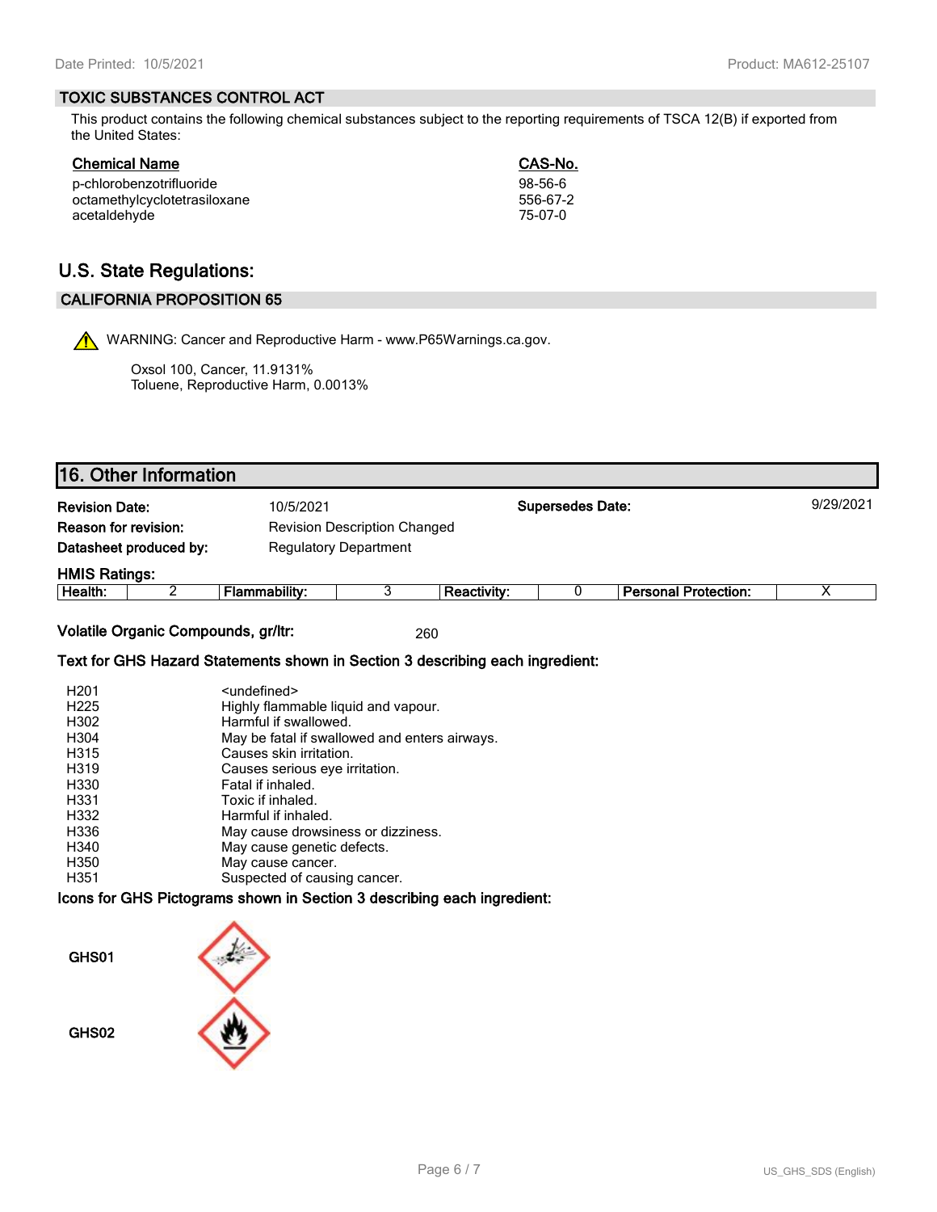## TOXIC SUBSTANCES CONTROL ACT

This product contains the following chemical substances subject to the reporting requirements of TSCA 12(B) if exported from the United States:

| Chemical Name | CAS-No. |
|---|---|
| p-chlorobenzotrifluoride | 98-56-6 |
| octamethylcyclotetrasiloxane | 556-67-2 |
| acetaldehyde | 75-07-0 |

# U.S. State Regulations:

## CALIFORNIA PROPOSITION 65

WARNING: Cancer and Reproductive Harm - www.P65Warnings.ca.gov.

Oxsol 100, Cancer, 11.9131%
Toluene, Reproductive Harm, 0.0013%

# 16. Other Information

**Revision Date:** 10/5/2021 **Supersedes Date:** 9/29/2021

**Reason for revision:** Revision Description Changed

**Datasheet produced by:** Regulatory Department

**HMIS Ratings:**

| Health: | 2 | Flammability: | 3 | Reactivity: | 0 | Personal Protection: | X |
|---|---|---|---|---|---|---|---|

**Volatile Organic Compounds, gr/ltr:** 260

**Text for GHS Hazard Statements shown in Section 3 describing each ingredient:**

| | |
|---|---|
| H201 | <undefined> |
| H225 | Highly flammable liquid and vapour. |
| H302 | Harmful if swallowed. |
| H304 | May be fatal if swallowed and enters airways. |
| H315 | Causes skin irritation. |
| H319 | Causes serious eye irritation. |
| H330 | Fatal if inhaled. |
| H331 | Toxic if inhaled. |
| H332 | Harmful if inhaled. |
| H336 | May cause drowsiness or dizziness. |
| H340 | May cause genetic defects. |
| H350 | May cause cancer. |
| H351 | Suspected of causing cancer. |

**Icons for GHS Pictograms shown in Section 3 describing each ingredient:**

GHS01

GHS02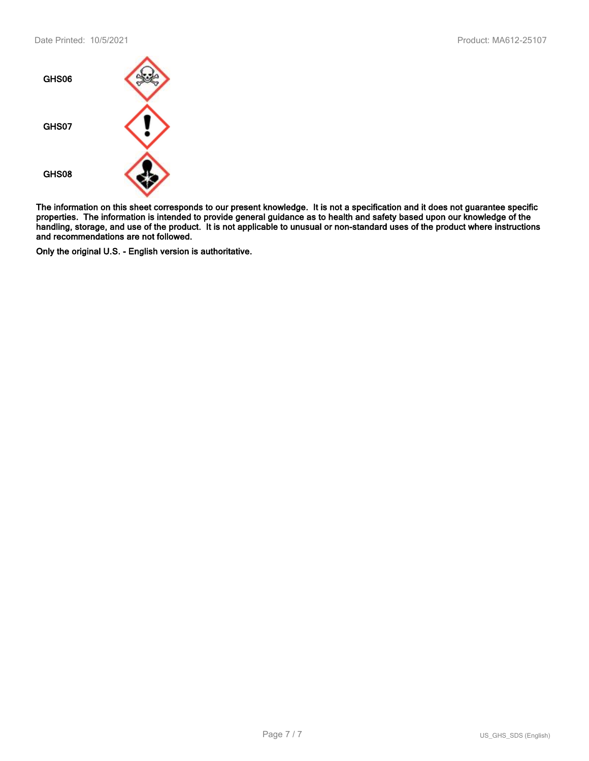GHS06

GHS07

GHS08

**The information on this sheet corresponds to our present knowledge. It is not a specification and it does not guarantee specific properties. The information is intended to provide general guidance as to health and safety based upon our knowledge of the handling, storage, and use of the product. It is not applicable to unusual or non-standard uses of the product where instructions and recommendations are not followed.**

**Only the original U.S. - English version is authoritative.**